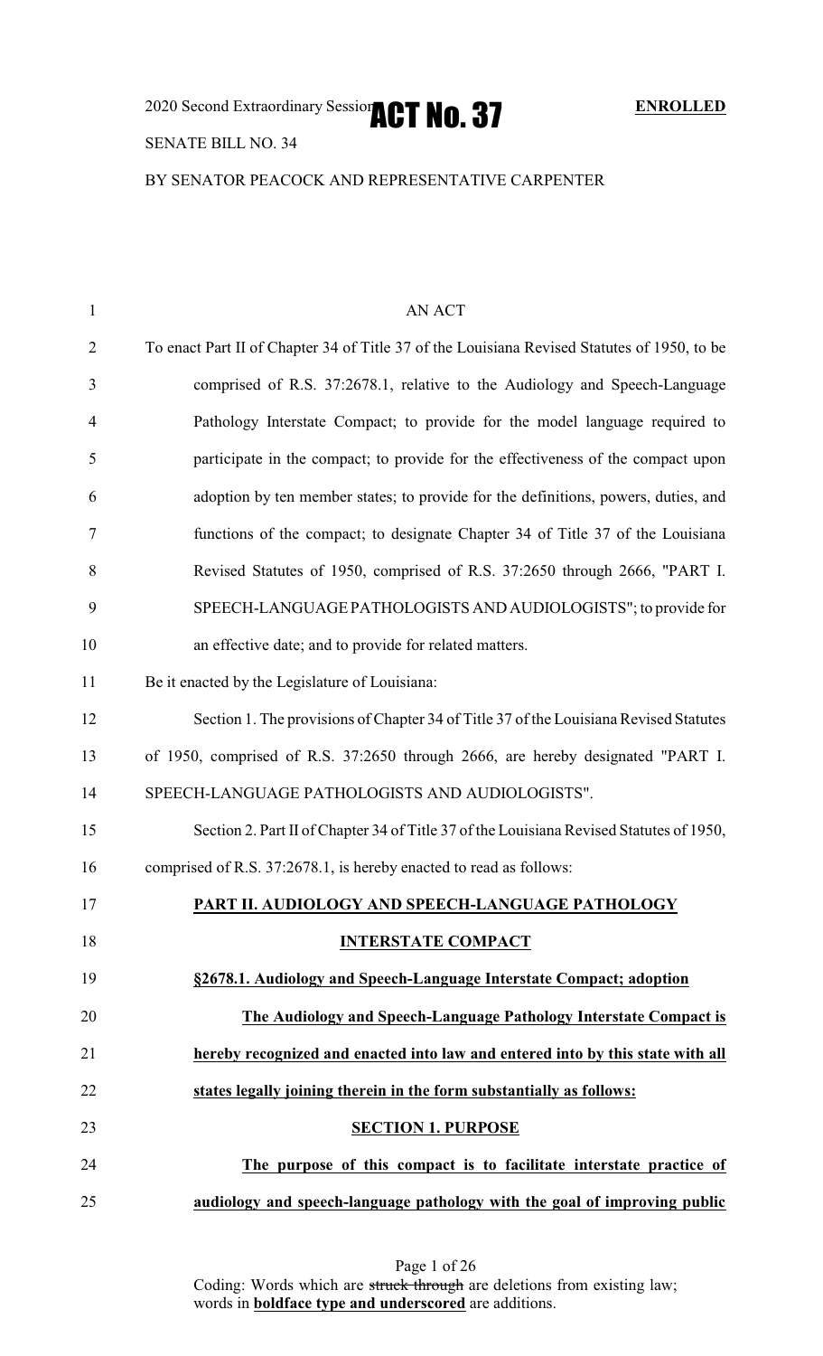2020 Second Extraordinary Session **ACT No. 37** **ENROLLED**

SENATE BILL NO. 34

BY SENATOR PEACOCK AND REPRESENTATIVE CARPENTER

AN ACT

To enact Part II of Chapter 34 of Title 37 of the Louisiana Revised Statutes of 1950, to be comprised of R.S. 37:2678.1, relative to the Audiology and Speech-Language Pathology Interstate Compact; to provide for the model language required to participate in the compact; to provide for the effectiveness of the compact upon adoption by ten member states; to provide for the definitions, powers, duties, and functions of the compact; to designate Chapter 34 of Title 37 of the Louisiana Revised Statutes of 1950, comprised of R.S. 37:2650 through 2666, "PART I. SPEECH-LANGUAGE PATHOLOGISTS AND AUDIOLOGISTS"; to provide for an effective date; and to provide for related matters.

Be it enacted by the Legislature of Louisiana:

Section 1. The provisions of Chapter 34 of Title 37 of the Louisiana Revised Statutes of 1950, comprised of R.S. 37:2650 through 2666, are hereby designated "PART I. SPEECH-LANGUAGE PATHOLOGISTS AND AUDIOLOGISTS".

Section 2. Part II of Chapter 34 of Title 37 of the Louisiana Revised Statutes of 1950, comprised of R.S. 37:2678.1, is hereby enacted to read as follows:

**PART II. AUDIOLOGY AND SPEECH-LANGUAGE PATHOLOGY INTERSTATE COMPACT**

**§2678.1. Audiology and Speech-Language Interstate Compact; adoption**

**The Audiology and Speech-Language Pathology Interstate Compact is hereby recognized and enacted into law and entered into by this state with all states legally joining therein in the form substantially as follows:**

**SECTION 1. PURPOSE**

**The purpose of this compact is to facilitate interstate practice of audiology and speech-language pathology with the goal of improving public**

Coding: Words which are ~~struck through~~ are deletions from existing law; words in **boldface type and underscored** are additions.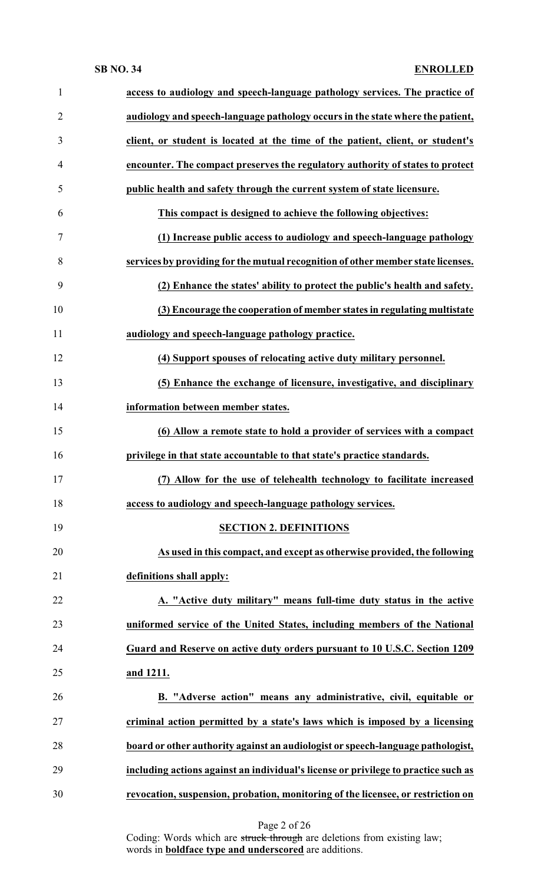**access to audiology and speech-language pathology services. The practice of audiology and speech-language pathology occurs in the state where the patient, client, or student is located at the time of the patient, client, or student's encounter. The compact preserves the regulatory authority of states to protect public health and safety through the current system of state licensure.**

**This compact is designed to achieve the following objectives:**

**(1) Increase public access to audiology and speech-language pathology services by providing for the mutual recognition of other member state licenses.**

**(2) Enhance the states' ability to protect the public's health and safety.**

**(3) Encourage the cooperation of member states in regulating multistate audiology and speech-language pathology practice.**

**(4) Support spouses of relocating active duty military personnel.**

**(5) Enhance the exchange of licensure, investigative, and disciplinary information between member states.**

**(6) Allow a remote state to hold a provider of services with a compact privilege in that state accountable to that state's practice standards.**

**(7) Allow for the use of telehealth technology to facilitate increased access to audiology and speech-language pathology services.**

## **SECTION 2. DEFINITIONS**

**As used in this compact, and except as otherwise provided, the following definitions shall apply:**

**A. "Active duty military" means full-time duty status in the active uniformed service of the United States, including members of the National Guard and Reserve on active duty orders pursuant to 10 U.S.C. Section 1209 and 1211.**

**B. "Adverse action" means any administrative, civil, equitable or criminal action permitted by a state's laws which is imposed by a licensing board or other authority against an audiologist or speech-language pathologist, including actions against an individual's license or privilege to practice such as revocation, suspension, probation, monitoring of the licensee, or restriction on**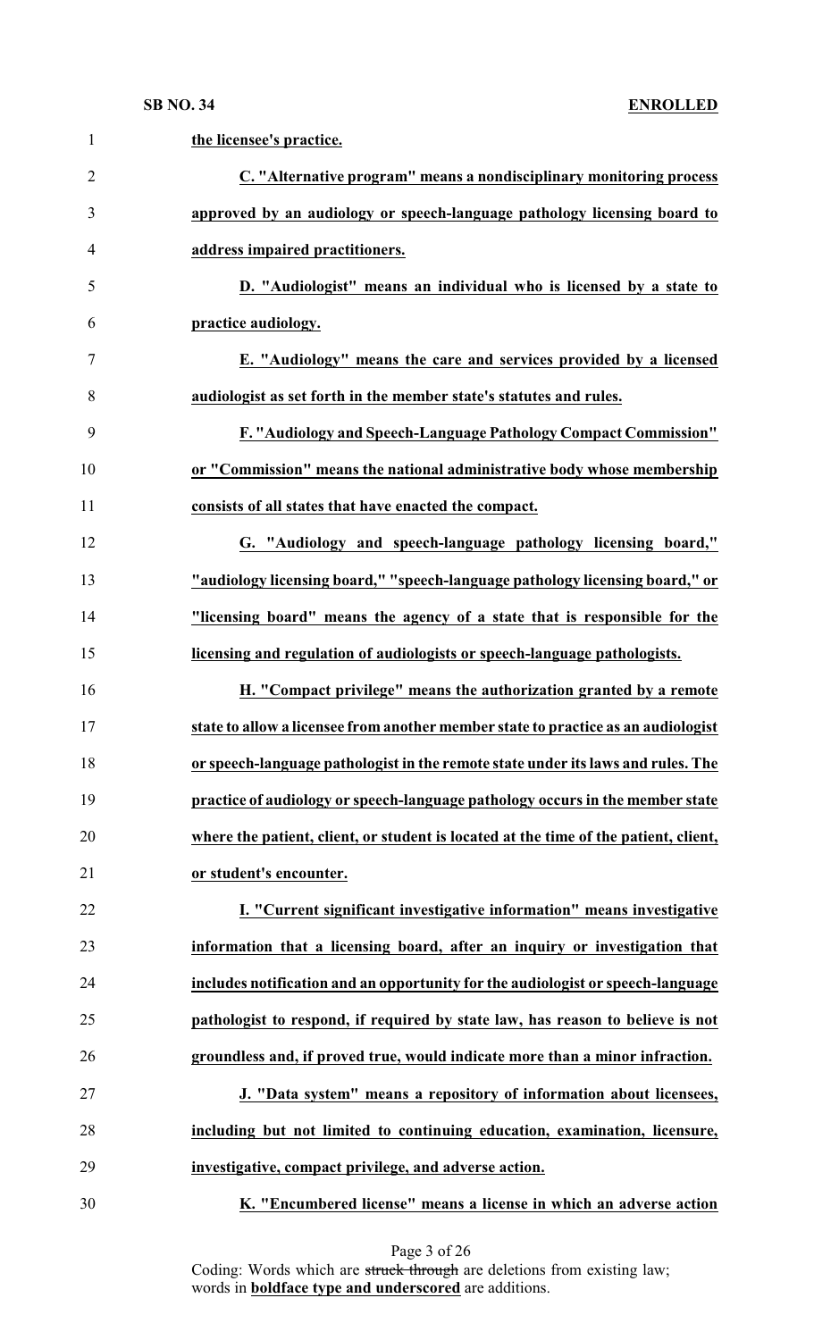**the licensee's practice.**

**C. "Alternative program" means a nondisciplinary monitoring process approved by an audiology or speech-language pathology licensing board to address impaired practitioners.**

**D. "Audiologist" means an individual who is licensed by a state to practice audiology.**

**E. "Audiology" means the care and services provided by a licensed audiologist as set forth in the member state's statutes and rules.**

**F. "Audiology and Speech-Language Pathology Compact Commission" or "Commission" means the national administrative body whose membership consists of all states that have enacted the compact.**

**G. "Audiology and speech-language pathology licensing board," "audiology licensing board," "speech-language pathology licensing board," or "licensing board" means the agency of a state that is responsible for the licensing and regulation of audiologists or speech-language pathologists.**

**H. "Compact privilege" means the authorization granted by a remote state to allow a licensee from another member state to practice as an audiologist or speech-language pathologist in the remote state under its laws and rules. The practice of audiology or speech-language pathology occurs in the member state where the patient, client, or student is located at the time of the patient, client, or student's encounter.**

**I. "Current significant investigative information" means investigative information that a licensing board, after an inquiry or investigation that includes notification and an opportunity for the audiologist or speech-language pathologist to respond, if required by state law, has reason to believe is not groundless and, if proved true, would indicate more than a minor infraction.**

**J. "Data system" means a repository of information about licensees, including but not limited to continuing education, examination, licensure, investigative, compact privilege, and adverse action.**

**K. "Encumbered license" means a license in which an adverse action**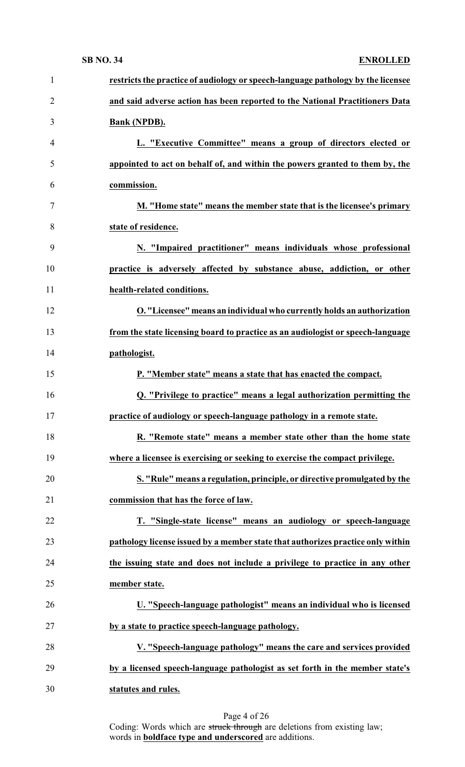**restricts the practice of audiology or speech-language pathology by the licensee and said adverse action has been reported to the National Practitioners Data Bank (NPDB).**

**L. "Executive Committee" means a group of directors elected or appointed to act on behalf of, and within the powers granted to them by, the commission.**

**M. "Home state" means the member state that is the licensee's primary state of residence.**

**N. "Impaired practitioner" means individuals whose professional practice is adversely affected by substance abuse, addiction, or other health-related conditions.**

**O. "Licensee" means an individual who currently holds an authorization from the state licensing board to practice as an audiologist or speech-language pathologist.**

**P. "Member state" means a state that has enacted the compact.**

**Q. "Privilege to practice" means a legal authorization permitting the practice of audiology or speech-language pathology in a remote state.**

**R. "Remote state" means a member state other than the home state where a licensee is exercising or seeking to exercise the compact privilege.**

**S. "Rule" means a regulation, principle, or directive promulgated by the commission that has the force of law.**

**T. "Single-state license" means an audiology or speech-language pathology license issued by a member state that authorizes practice only within the issuing state and does not include a privilege to practice in any other member state.**

**U. "Speech-language pathologist" means an individual who is licensed by a state to practice speech-language pathology.**

**V. "Speech-language pathology" means the care and services provided by a licensed speech-language pathologist as set forth in the member state's statutes and rules.**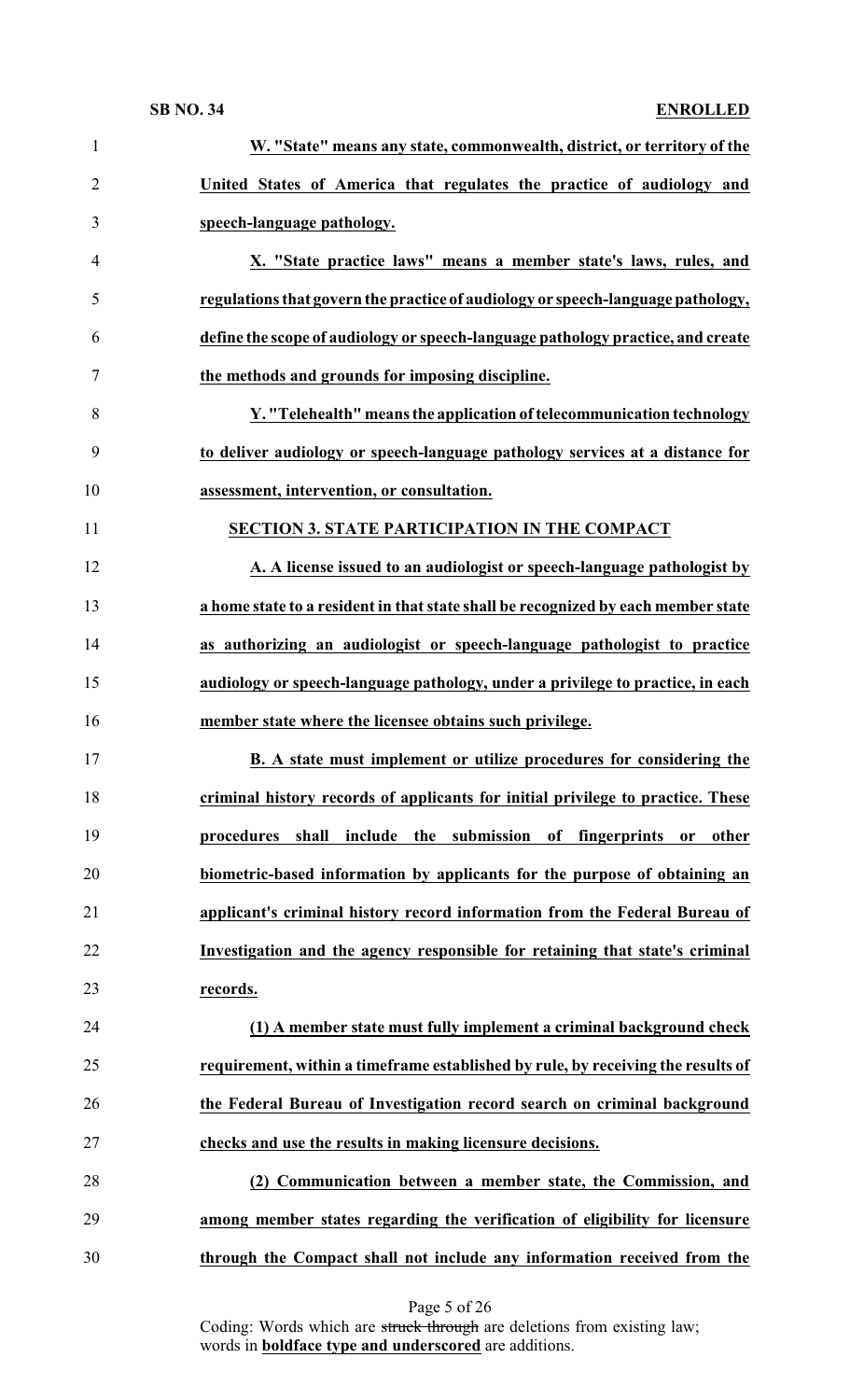**W. "State" means any state, commonwealth, district, or territory of the United States of America that regulates the practice of audiology and speech-language pathology.**

**X. "State practice laws" means a member state's laws, rules, and regulations that govern the practice of audiology or speech-language pathology, define the scope of audiology or speech-language pathology practice, and create the methods and grounds for imposing discipline.**

**Y. "Telehealth" means the application of telecommunication technology to deliver audiology or speech-language pathology services at a distance for assessment, intervention, or consultation.**

**SECTION 3. STATE PARTICIPATION IN THE COMPACT**

**A. A license issued to an audiologist or speech-language pathologist by a home state to a resident in that state shall be recognized by each member state as authorizing an audiologist or speech-language pathologist to practice audiology or speech-language pathology, under a privilege to practice, in each member state where the licensee obtains such privilege.**

**B. A state must implement or utilize procedures for considering the criminal history records of applicants for initial privilege to practice. These procedures shall include the submission of fingerprints or other biometric-based information by applicants for the purpose of obtaining an applicant's criminal history record information from the Federal Bureau of Investigation and the agency responsible for retaining that state's criminal records.**

**(1) A member state must fully implement a criminal background check requirement, within a timeframe established by rule, by receiving the results of the Federal Bureau of Investigation record search on criminal background checks and use the results in making licensure decisions.**

**(2) Communication between a member state, the Commission, and among member states regarding the verification of eligibility for licensure through the Compact shall not include any information received from the**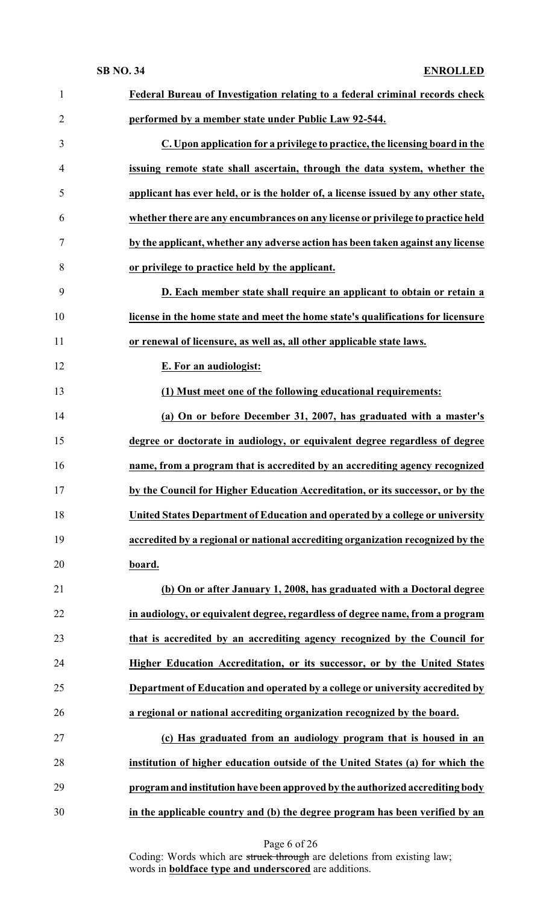**Federal Bureau of Investigation relating to a federal criminal records check performed by a member state under Public Law 92-544.**

**C. Upon application for a privilege to practice, the licensing board in the issuing remote state shall ascertain, through the data system, whether the applicant has ever held, or is the holder of, a license issued by any other state, whether there are any encumbrances on any license or privilege to practice held by the applicant, whether any adverse action has been taken against any license or privilege to practice held by the applicant.**

**D. Each member state shall require an applicant to obtain or retain a license in the home state and meet the home state's qualifications for licensure or renewal of licensure, as well as, all other applicable state laws.**

**E. For an audiologist:**

**(1) Must meet one of the following educational requirements:**

**(a) On or before December 31, 2007, has graduated with a master's degree or doctorate in audiology, or equivalent degree regardless of degree name, from a program that is accredited by an accrediting agency recognized by the Council for Higher Education Accreditation, or its successor, or by the United States Department of Education and operated by a college or university accredited by a regional or national accrediting organization recognized by the board.**

**(b) On or after January 1, 2008, has graduated with a Doctoral degree in audiology, or equivalent degree, regardless of degree name, from a program that is accredited by an accrediting agency recognized by the Council for Higher Education Accreditation, or its successor, or by the United States Department of Education and operated by a college or university accredited by a regional or national accrediting organization recognized by the board.**

**(c) Has graduated from an audiology program that is housed in an institution of higher education outside of the United States (a) for which the program and institution have been approved by the authorized accrediting body in the applicable country and (b) the degree program has been verified by an**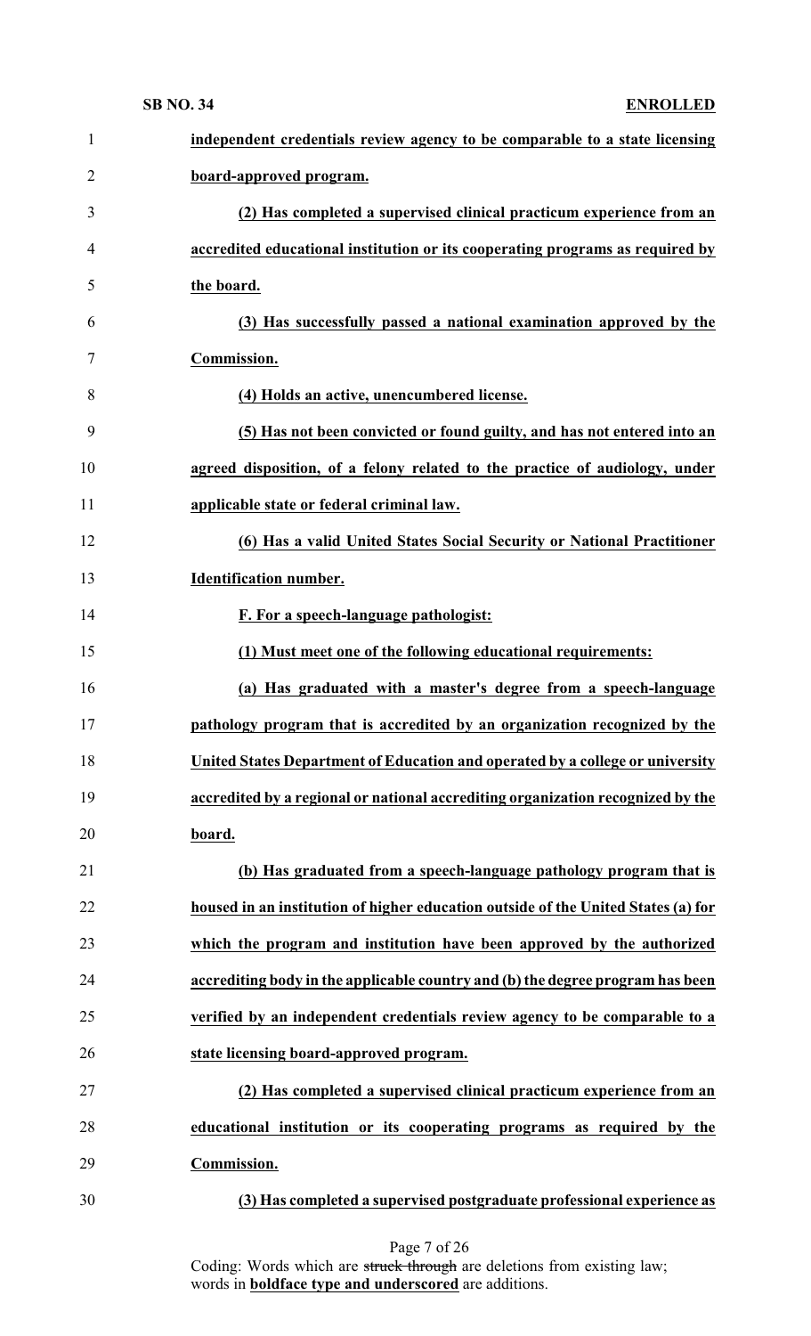**independent credentials review agency to be comparable to a state licensing board-approved program.**

**(2) Has completed a supervised clinical practicum experience from an accredited educational institution or its cooperating programs as required by the board.**

**(3) Has successfully passed a national examination approved by the Commission.**

**(4) Holds an active, unencumbered license.**

**(5) Has not been convicted or found guilty, and has not entered into an agreed disposition, of a felony related to the practice of audiology, under applicable state or federal criminal law.**

**(6) Has a valid United States Social Security or National Practitioner Identification number.**

**F. For a speech-language pathologist:**

**(1) Must meet one of the following educational requirements:**

**(a) Has graduated with a master's degree from a speech-language pathology program that is accredited by an organization recognized by the United States Department of Education and operated by a college or university accredited by a regional or national accrediting organization recognized by the board.**

**(b) Has graduated from a speech-language pathology program that is housed in an institution of higher education outside of the United States (a) for which the program and institution have been approved by the authorized accrediting body in the applicable country and (b) the degree program has been verified by an independent credentials review agency to be comparable to a state licensing board-approved program.**

**(2) Has completed a supervised clinical practicum experience from an educational institution or its cooperating programs as required by the Commission.**

**(3) Has completed a supervised postgraduate professional experience as**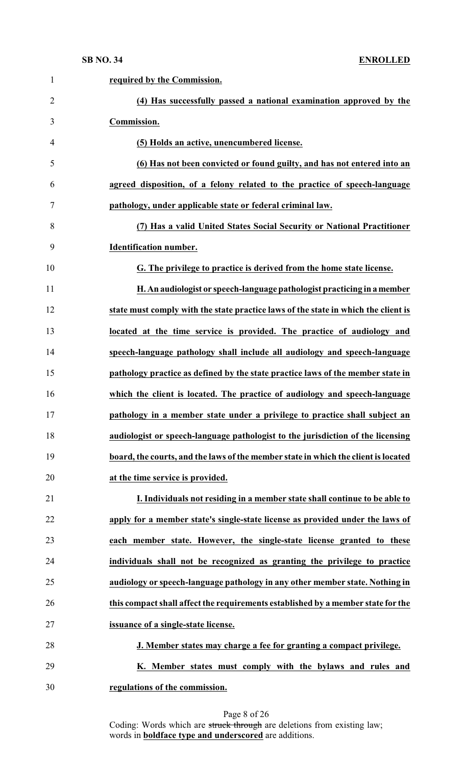**required by the Commission.**

**(4) Has successfully passed a national examination approved by the Commission.**

**(5) Holds an active, unencumbered license.**

**(6) Has not been convicted or found guilty, and has not entered into an agreed disposition, of a felony related to the practice of speech-language pathology, under applicable state or federal criminal law.**

**(7) Has a valid United States Social Security or National Practitioner Identification number.**

**G. The privilege to practice is derived from the home state license.**

**H. An audiologist or speech-language pathologist practicing in a member state must comply with the state practice laws of the state in which the client is located at the time service is provided. The practice of audiology and speech-language pathology shall include all audiology and speech-language pathology practice as defined by the state practice laws of the member state in which the client is located. The practice of audiology and speech-language pathology in a member state under a privilege to practice shall subject an audiologist or speech-language pathologist to the jurisdiction of the licensing board, the courts, and the laws of the member state in which the client is located at the time service is provided.**

**I. Individuals not residing in a member state shall continue to be able to apply for a member state's single-state license as provided under the laws of each member state. However, the single-state license granted to these individuals shall not be recognized as granting the privilege to practice audiology or speech-language pathology in any other member state. Nothing in this compact shall affect the requirements established by a member state for the issuance of a single-state license.**

**J. Member states may charge a fee for granting a compact privilege.**

**K. Member states must comply with the bylaws and rules and regulations of the commission.**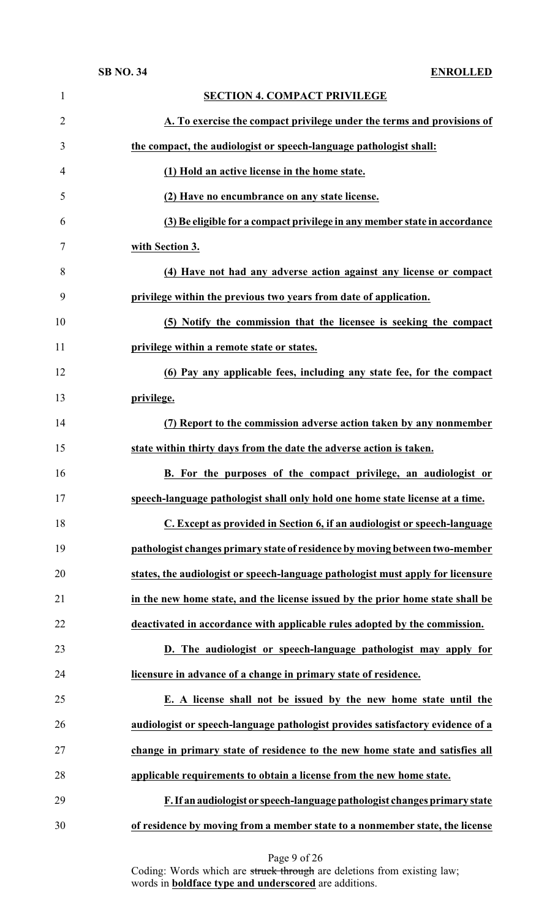**SECTION 4. COMPACT PRIVILEGE**

**A. To exercise the compact privilege under the terms and provisions of the compact, the audiologist or speech-language pathologist shall:**

**(1) Hold an active license in the home state.**

**(2) Have no encumbrance on any state license.**

**(3) Be eligible for a compact privilege in any member state in accordance with Section 3.**

**(4) Have not had any adverse action against any license or compact privilege within the previous two years from date of application.**

**(5) Notify the commission that the licensee is seeking the compact privilege within a remote state or states.**

**(6) Pay any applicable fees, including any state fee, for the compact privilege.**

**(7) Report to the commission adverse action taken by any nonmember state within thirty days from the date the adverse action is taken.**

**B. For the purposes of the compact privilege, an audiologist or speech-language pathologist shall only hold one home state license at a time.**

**C. Except as provided in Section 6, if an audiologist or speech-language pathologist changes primary state of residence by moving between two-member states, the audiologist or speech-language pathologist must apply for licensure in the new home state, and the license issued by the prior home state shall be deactivated in accordance with applicable rules adopted by the commission.**

**D. The audiologist or speech-language pathologist may apply for licensure in advance of a change in primary state of residence.**

**E. A license shall not be issued by the new home state until the audiologist or speech-language pathologist provides satisfactory evidence of a change in primary state of residence to the new home state and satisfies all applicable requirements to obtain a license from the new home state.**

**F. If an audiologist or speech-language pathologist changes primary state of residence by moving from a member state to a nonmember state, the license**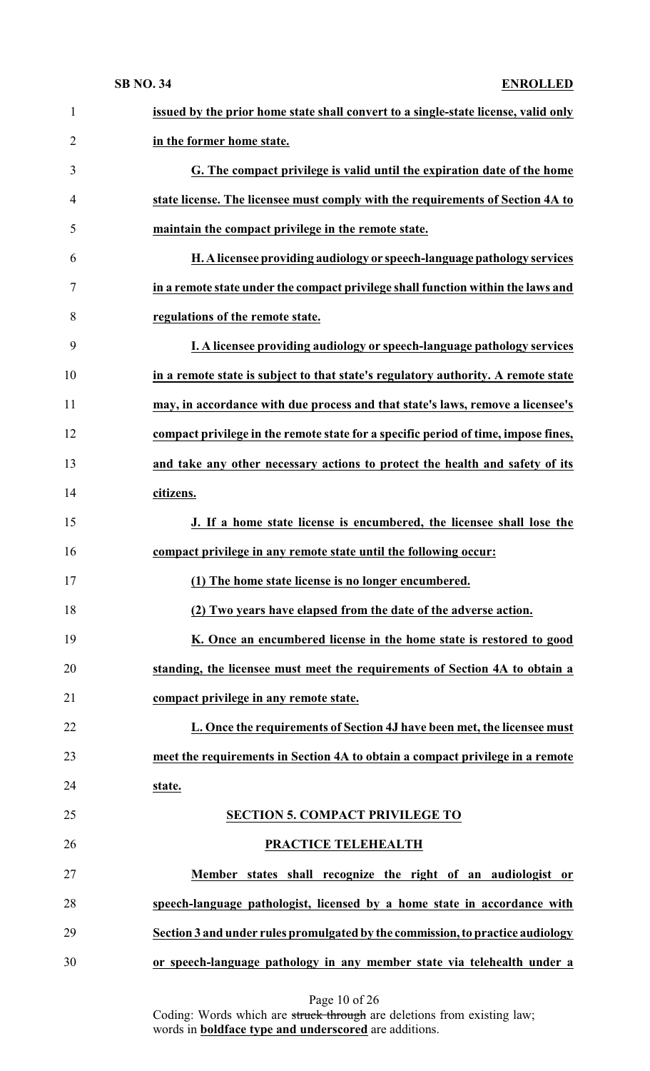**issued by the prior home state shall convert to a single-state license, valid only in the former home state.**

**G. The compact privilege is valid until the expiration date of the home state license. The licensee must comply with the requirements of Section 4A to maintain the compact privilege in the remote state.**

**H. A licensee providing audiology or speech-language pathology services in a remote state under the compact privilege shall function within the laws and regulations of the remote state.**

**I. A licensee providing audiology or speech-language pathology services in a remote state is subject to that state's regulatory authority. A remote state may, in accordance with due process and that state's laws, remove a licensee's compact privilege in the remote state for a specific period of time, impose fines, and take any other necessary actions to protect the health and safety of its citizens.**

**J. If a home state license is encumbered, the licensee shall lose the compact privilege in any remote state until the following occur:**

**(1) The home state license is no longer encumbered.**

**(2) Two years have elapsed from the date of the adverse action.**

**K. Once an encumbered license in the home state is restored to good standing, the licensee must meet the requirements of Section 4A to obtain a compact privilege in any remote state.**

**L. Once the requirements of Section 4J have been met, the licensee must meet the requirements in Section 4A to obtain a compact privilege in a remote state.**

**SECTION 5. COMPACT PRIVILEGE TO PRACTICE TELEHEALTH**

**Member states shall recognize the right of an audiologist or speech-language pathologist, licensed by a home state in accordance with Section 3 and under rules promulgated by the commission, to practice audiology or speech-language pathology in any member state via telehealth under a**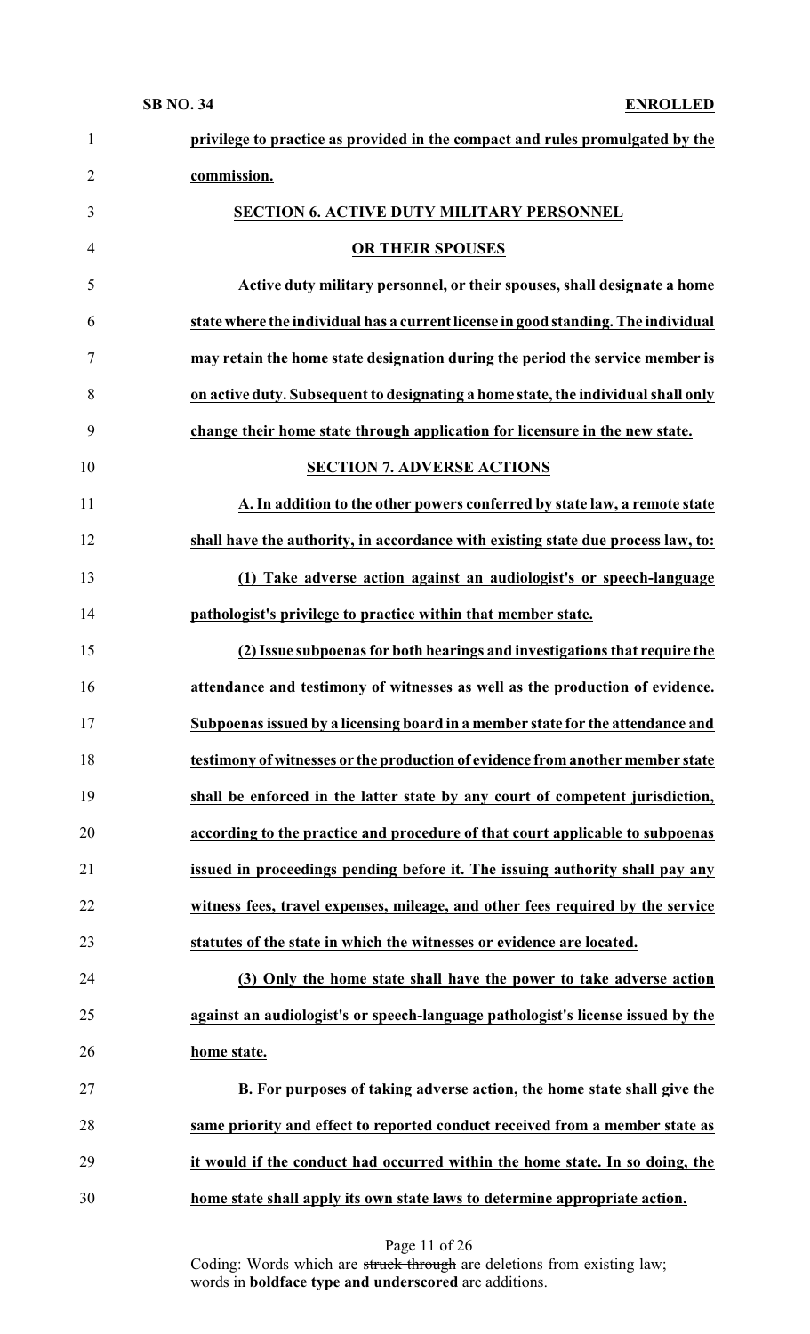**privilege to practice as provided in the compact and rules promulgated by the commission.**

**SECTION 6. ACTIVE DUTY MILITARY PERSONNEL OR THEIR SPOUSES**

**Active duty military personnel, or their spouses, shall designate a home state where the individual has a current license in good standing. The individual may retain the home state designation during the period the service member is on active duty. Subsequent to designating a home state, the individual shall only change their home state through application for licensure in the new state.**

**SECTION 7. ADVERSE ACTIONS**

**A. In addition to the other powers conferred by state law, a remote state shall have the authority, in accordance with existing state due process law, to:**

**(1) Take adverse action against an audiologist's or speech-language pathologist's privilege to practice within that member state.**

**(2) Issue subpoenas for both hearings and investigations that require the attendance and testimony of witnesses as well as the production of evidence. Subpoenas issued by a licensing board in a member state for the attendance and testimony of witnesses or the production of evidence from another member state shall be enforced in the latter state by any court of competent jurisdiction, according to the practice and procedure of that court applicable to subpoenas issued in proceedings pending before it. The issuing authority shall pay any witness fees, travel expenses, mileage, and other fees required by the service statutes of the state in which the witnesses or evidence are located.**

**(3) Only the home state shall have the power to take adverse action against an audiologist's or speech-language pathologist's license issued by the home state.**

**B. For purposes of taking adverse action, the home state shall give the same priority and effect to reported conduct received from a member state as it would if the conduct had occurred within the home state. In so doing, the home state shall apply its own state laws to determine appropriate action.**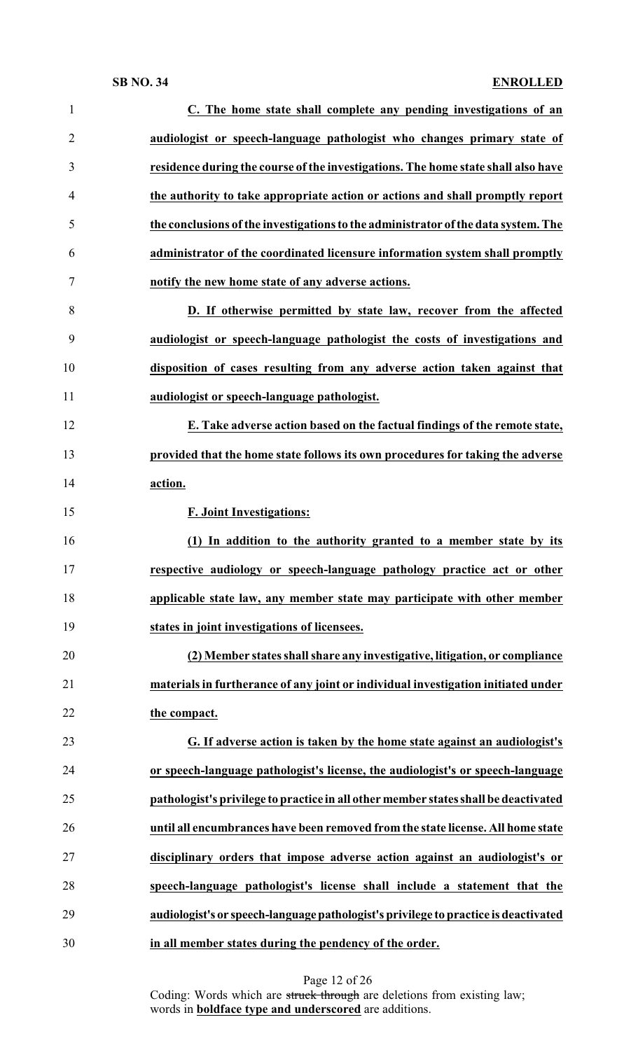**C. The home state shall complete any pending investigations of an audiologist or speech-language pathologist who changes primary state of residence during the course of the investigations. The home state shall also have the authority to take appropriate action or actions and shall promptly report the conclusions of the investigations to the administrator of the data system. The administrator of the coordinated licensure information system shall promptly notify the new home state of any adverse actions.**

**D. If otherwise permitted by state law, recover from the affected audiologist or speech-language pathologist the costs of investigations and disposition of cases resulting from any adverse action taken against that audiologist or speech-language pathologist.**

**E. Take adverse action based on the factual findings of the remote state, provided that the home state follows its own procedures for taking the adverse action.**

**F. Joint Investigations:**

**(1) In addition to the authority granted to a member state by its respective audiology or speech-language pathology practice act or other applicable state law, any member state may participate with other member states in joint investigations of licensees.**

**(2) Member states shall share any investigative, litigation, or compliance materials in furtherance of any joint or individual investigation initiated under the compact.**

**G. If adverse action is taken by the home state against an audiologist's or speech-language pathologist's license, the audiologist's or speech-language pathologist's privilege to practice in all other member states shall be deactivated until all encumbrances have been removed from the state license. All home state disciplinary orders that impose adverse action against an audiologist's or speech-language pathologist's license shall include a statement that the audiologist's or speech-language pathologist's privilege to practice is deactivated in all member states during the pendency of the order.**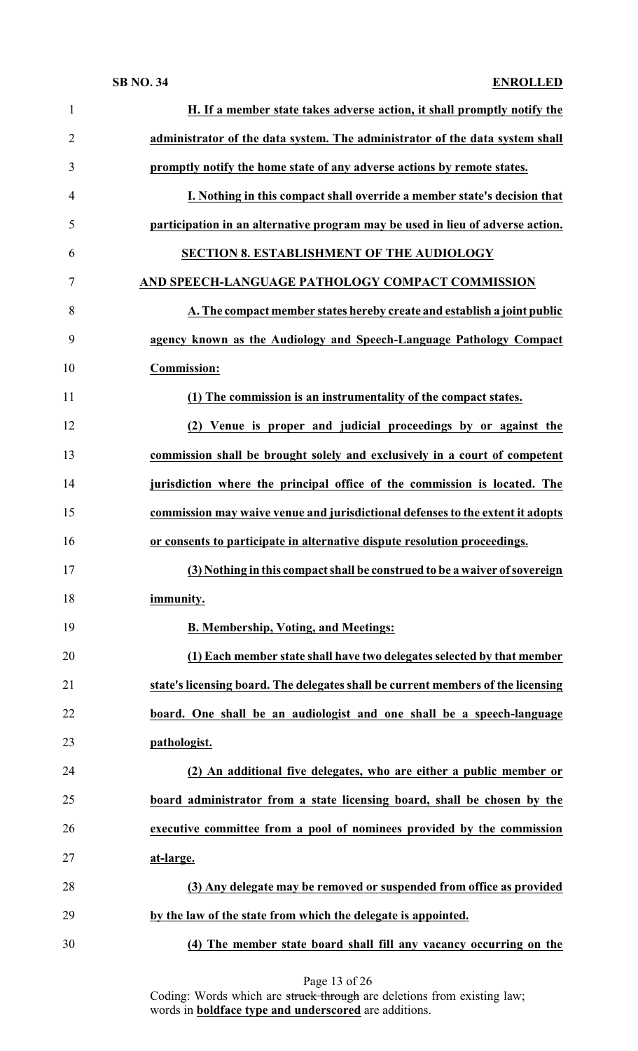**H. If a member state takes adverse action, it shall promptly notify the administrator of the data system. The administrator of the data system shall promptly notify the home state of any adverse actions by remote states.**

**I. Nothing in this compact shall override a member state's decision that participation in an alternative program may be used in lieu of adverse action.**

**SECTION 8. ESTABLISHMENT OF THE AUDIOLOGY AND SPEECH-LANGUAGE PATHOLOGY COMPACT COMMISSION**

**A. The compact member states hereby create and establish a joint public agency known as the Audiology and Speech-Language Pathology Compact Commission:**

**(1) The commission is an instrumentality of the compact states.**

**(2) Venue is proper and judicial proceedings by or against the commission shall be brought solely and exclusively in a court of competent jurisdiction where the principal office of the commission is located. The commission may waive venue and jurisdictional defenses to the extent it adopts or consents to participate in alternative dispute resolution proceedings.**

**(3) Nothing in this compact shall be construed to be a waiver of sovereign immunity.**

**B. Membership, Voting, and Meetings:**

**(1) Each member state shall have two delegates selected by that member state's licensing board. The delegates shall be current members of the licensing board. One shall be an audiologist and one shall be a speech-language pathologist.**

**(2) An additional five delegates, who are either a public member or board administrator from a state licensing board, shall be chosen by the executive committee from a pool of nominees provided by the commission at-large.**

**(3) Any delegate may be removed or suspended from office as provided by the law of the state from which the delegate is appointed.**

**(4) The member state board shall fill any vacancy occurring on the**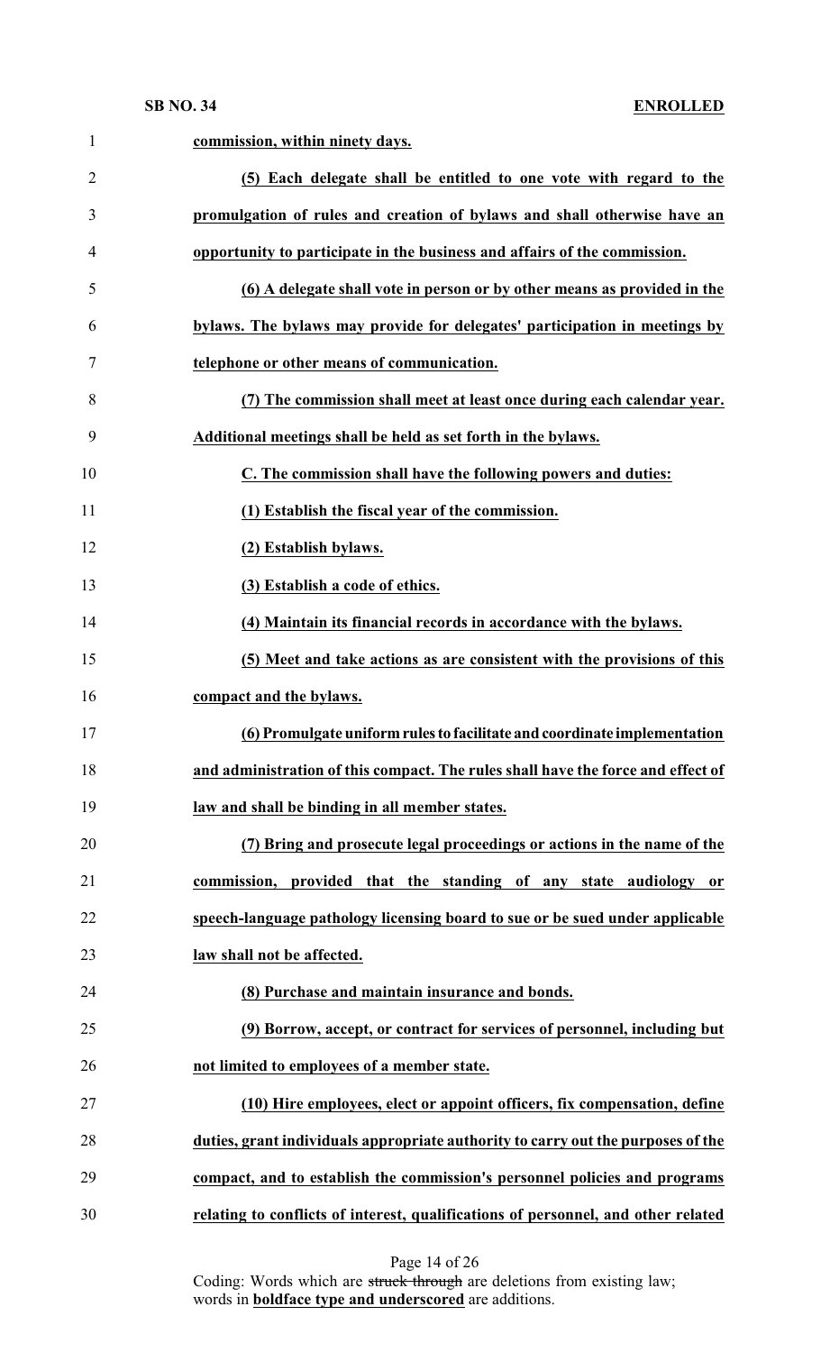**commission, within ninety days.**

**(5) Each delegate shall be entitled to one vote with regard to the promulgation of rules and creation of bylaws and shall otherwise have an opportunity to participate in the business and affairs of the commission.**

**(6) A delegate shall vote in person or by other means as provided in the bylaws. The bylaws may provide for delegates' participation in meetings by telephone or other means of communication.**

**(7) The commission shall meet at least once during each calendar year. Additional meetings shall be held as set forth in the bylaws.**

**C. The commission shall have the following powers and duties:**

**(1) Establish the fiscal year of the commission.**

**(2) Establish bylaws.**

**(3) Establish a code of ethics.**

**(4) Maintain its financial records in accordance with the bylaws.**

**(5) Meet and take actions as are consistent with the provisions of this compact and the bylaws.**

**(6) Promulgate uniform rules to facilitate and coordinate implementation and administration of this compact. The rules shall have the force and effect of law and shall be binding in all member states.**

**(7) Bring and prosecute legal proceedings or actions in the name of the commission, provided that the standing of any state audiology or speech-language pathology licensing board to sue or be sued under applicable law shall not be affected.**

**(8) Purchase and maintain insurance and bonds.**

**(9) Borrow, accept, or contract for services of personnel, including but not limited to employees of a member state.**

**(10) Hire employees, elect or appoint officers, fix compensation, define duties, grant individuals appropriate authority to carry out the purposes of the compact, and to establish the commission's personnel policies and programs relating to conflicts of interest, qualifications of personnel, and other related**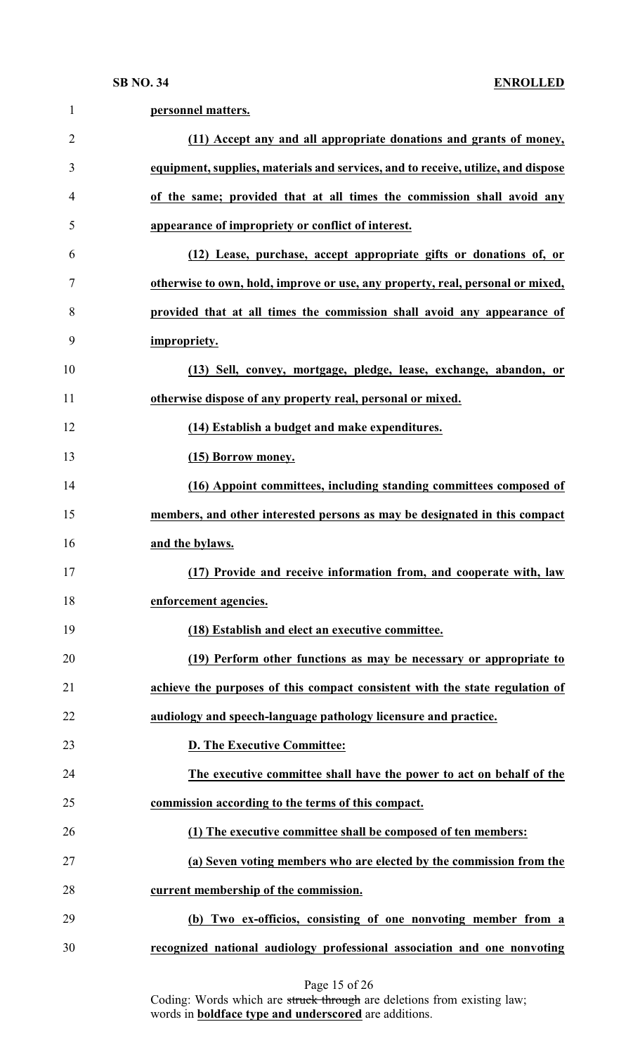**personnel matters.**

**(11) Accept any and all appropriate donations and grants of money, equipment, supplies, materials and services, and to receive, utilize, and dispose of the same; provided that at all times the commission shall avoid any appearance of impropriety or conflict of interest.**

**(12) Lease, purchase, accept appropriate gifts or donations of, or otherwise to own, hold, improve or use, any property, real, personal or mixed, provided that at all times the commission shall avoid any appearance of impropriety.**

**(13) Sell, convey, mortgage, pledge, lease, exchange, abandon, or otherwise dispose of any property real, personal or mixed.**

**(14) Establish a budget and make expenditures.**

**(15) Borrow money.**

**(16) Appoint committees, including standing committees composed of members, and other interested persons as may be designated in this compact and the bylaws.**

**(17) Provide and receive information from, and cooperate with, law enforcement agencies.**

**(18) Establish and elect an executive committee.**

**(19) Perform other functions as may be necessary or appropriate to achieve the purposes of this compact consistent with the state regulation of audiology and speech-language pathology licensure and practice.**

**D. The Executive Committee:**

**The executive committee shall have the power to act on behalf of the commission according to the terms of this compact.**

**(1) The executive committee shall be composed of ten members:**

**(a) Seven voting members who are elected by the commission from the current membership of the commission.**

**(b) Two ex-officios, consisting of one nonvoting member from a recognized national audiology professional association and one nonvoting**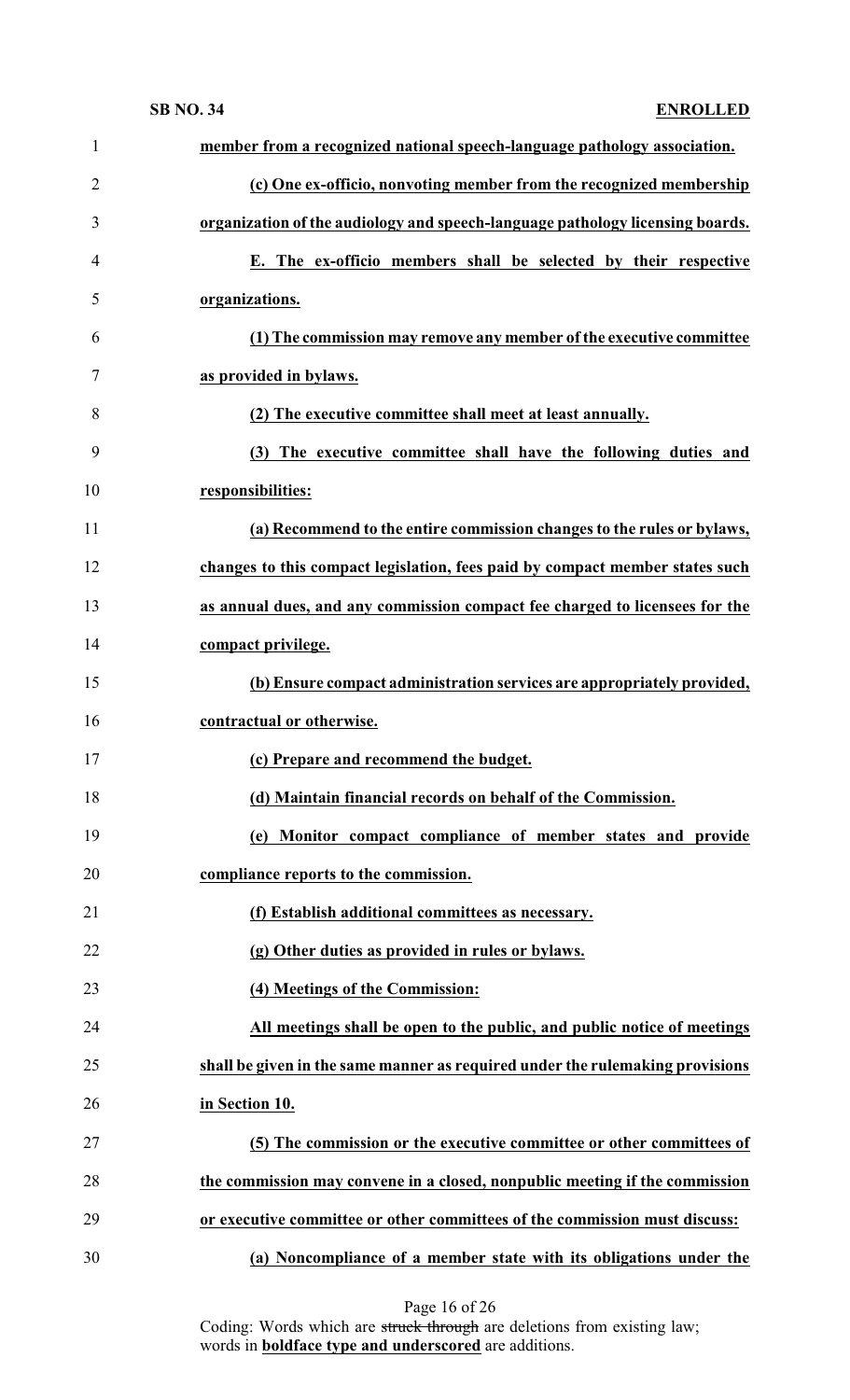member from a recognized national speech-language pathology association.

(c) One ex-officio, nonvoting member from the recognized membership organization of the audiology and speech-language pathology licensing boards.

E. The ex-officio members shall be selected by their respective organizations.

(1) The commission may remove any member of the executive committee as provided in bylaws.

(2) The executive committee shall meet at least annually.

(3) The executive committee shall have the following duties and responsibilities:

(a) Recommend to the entire commission changes to the rules or bylaws, changes to this compact legislation, fees paid by compact member states such as annual dues, and any commission compact fee charged to licensees for the compact privilege.

(b) Ensure compact administration services are appropriately provided, contractual or otherwise.

(c) Prepare and recommend the budget.

(d) Maintain financial records on behalf of the Commission.

(e) Monitor compact compliance of member states and provide compliance reports to the commission.

(f) Establish additional committees as necessary.

(g) Other duties as provided in rules or bylaws.

(4) Meetings of the Commission:

All meetings shall be open to the public, and public notice of meetings shall be given in the same manner as required under the rulemaking provisions in Section 10.

(5) The commission or the executive committee or other committees of the commission may convene in a closed, nonpublic meeting if the commission or executive committee or other committees of the commission must discuss:

(a) Noncompliance of a member state with its obligations under the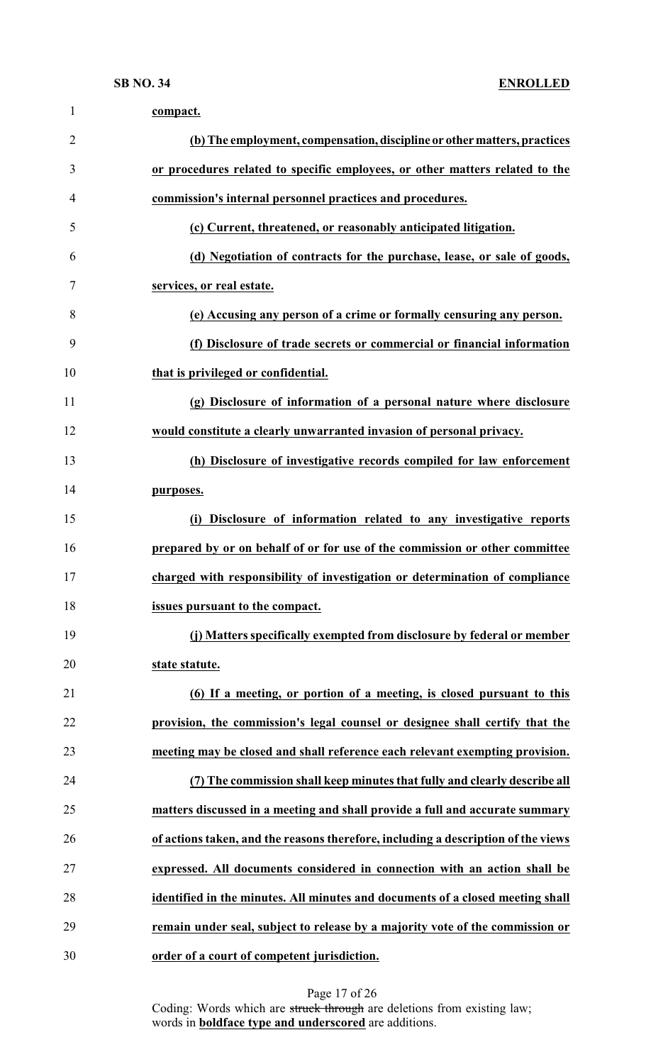**compact.**

**(b) The employment, compensation, discipline or other matters, practices or procedures related to specific employees, or other matters related to the commission's internal personnel practices and procedures.**

**(c) Current, threatened, or reasonably anticipated litigation.**

**(d) Negotiation of contracts for the purchase, lease, or sale of goods, services, or real estate.**

**(e) Accusing any person of a crime or formally censuring any person.**

**(f) Disclosure of trade secrets or commercial or financial information that is privileged or confidential.**

**(g) Disclosure of information of a personal nature where disclosure would constitute a clearly unwarranted invasion of personal privacy.**

**(h) Disclosure of investigative records compiled for law enforcement purposes.**

**(i) Disclosure of information related to any investigative reports prepared by or on behalf of or for use of the commission or other committee charged with responsibility of investigation or determination of compliance issues pursuant to the compact.**

**(j) Matters specifically exempted from disclosure by federal or member state statute.**

**(6) If a meeting, or portion of a meeting, is closed pursuant to this provision, the commission's legal counsel or designee shall certify that the meeting may be closed and shall reference each relevant exempting provision.**

**(7) The commission shall keep minutes that fully and clearly describe all matters discussed in a meeting and shall provide a full and accurate summary of actions taken, and the reasons therefore, including a description of the views expressed. All documents considered in connection with an action shall be identified in the minutes. All minutes and documents of a closed meeting shall remain under seal, subject to release by a majority vote of the commission or order of a court of competent jurisdiction.**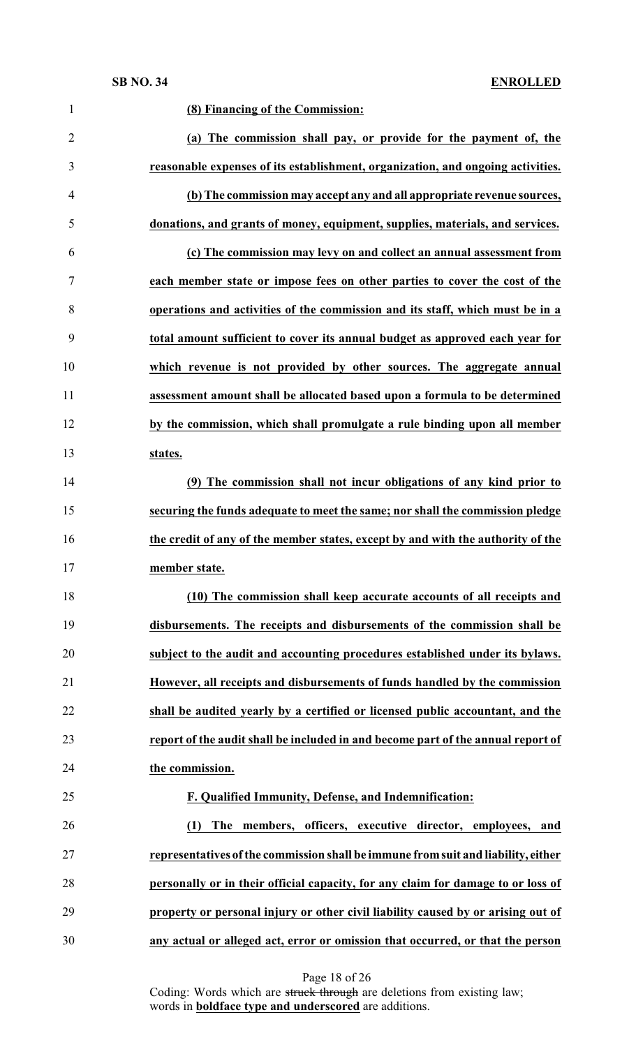**(8) Financing of the Commission:**

**(a) The commission shall pay, or provide for the payment of, the reasonable expenses of its establishment, organization, and ongoing activities.**

**(b) The commission may accept any and all appropriate revenue sources, donations, and grants of money, equipment, supplies, materials, and services.**

**(c) The commission may levy on and collect an annual assessment from each member state or impose fees on other parties to cover the cost of the operations and activities of the commission and its staff, which must be in a total amount sufficient to cover its annual budget as approved each year for which revenue is not provided by other sources. The aggregate annual assessment amount shall be allocated based upon a formula to be determined by the commission, which shall promulgate a rule binding upon all member states.**

**(9) The commission shall not incur obligations of any kind prior to securing the funds adequate to meet the same; nor shall the commission pledge the credit of any of the member states, except by and with the authority of the member state.**

**(10) The commission shall keep accurate accounts of all receipts and disbursements. The receipts and disbursements of the commission shall be subject to the audit and accounting procedures established under its bylaws. However, all receipts and disbursements of funds handled by the commission shall be audited yearly by a certified or licensed public accountant, and the report of the audit shall be included in and become part of the annual report of the commission.**

**F. Qualified Immunity, Defense, and Indemnification:**

**(1) The members, officers, executive director, employees, and representatives of the commission shall be immune from suit and liability, either personally or in their official capacity, for any claim for damage to or loss of property or personal injury or other civil liability caused by or arising out of any actual or alleged act, error or omission that occurred, or that the person**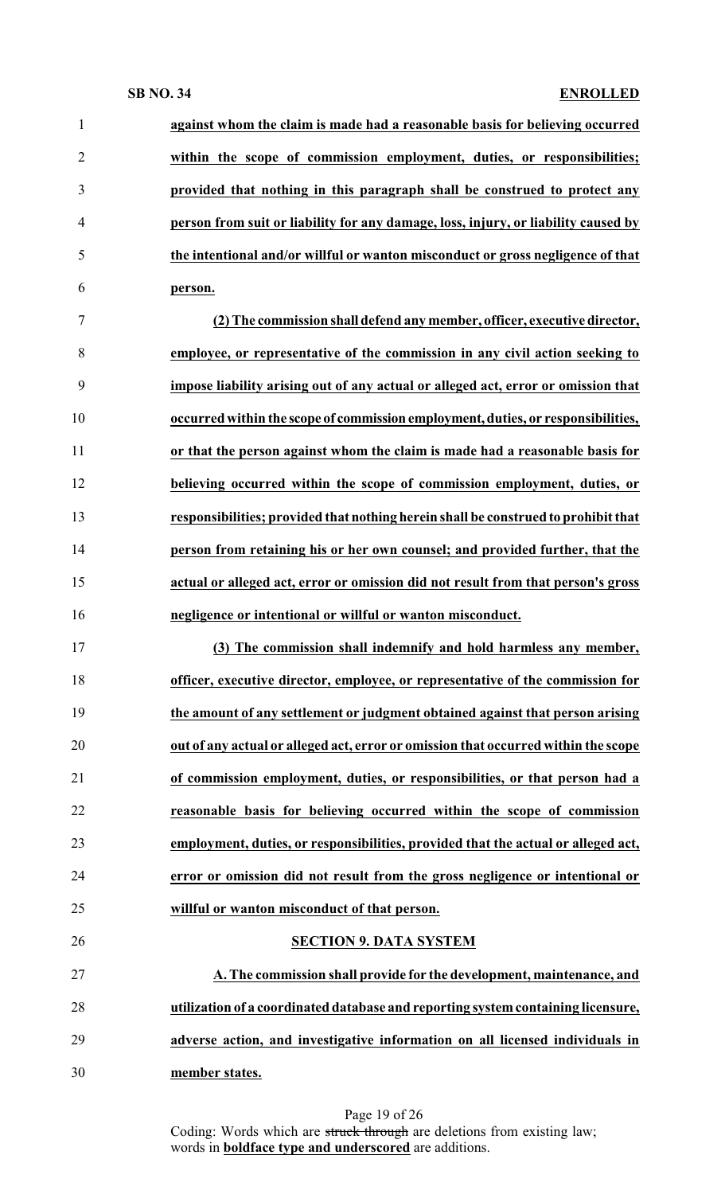**against whom the claim is made had a reasonable basis for believing occurred within the scope of commission employment, duties, or responsibilities; provided that nothing in this paragraph shall be construed to protect any person from suit or liability for any damage, loss, injury, or liability caused by the intentional and/or willful or wanton misconduct or gross negligence of that person.**

**(2) The commission shall defend any member, officer, executive director, employee, or representative of the commission in any civil action seeking to impose liability arising out of any actual or alleged act, error or omission that occurred within the scope of commission employment, duties, or responsibilities, or that the person against whom the claim is made had a reasonable basis for believing occurred within the scope of commission employment, duties, or responsibilities; provided that nothing herein shall be construed to prohibit that person from retaining his or her own counsel; and provided further, that the actual or alleged act, error or omission did not result from that person's gross negligence or intentional or willful or wanton misconduct.**

**(3) The commission shall indemnify and hold harmless any member, officer, executive director, employee, or representative of the commission for the amount of any settlement or judgment obtained against that person arising out of any actual or alleged act, error or omission that occurred within the scope of commission employment, duties, or responsibilities, or that person had a reasonable basis for believing occurred within the scope of commission employment, duties, or responsibilities, provided that the actual or alleged act, error or omission did not result from the gross negligence or intentional or willful or wanton misconduct of that person.**

**SECTION 9. DATA SYSTEM**

**A. The commission shall provide for the development, maintenance, and utilization of a coordinated database and reporting system containing licensure, adverse action, and investigative information on all licensed individuals in member states.**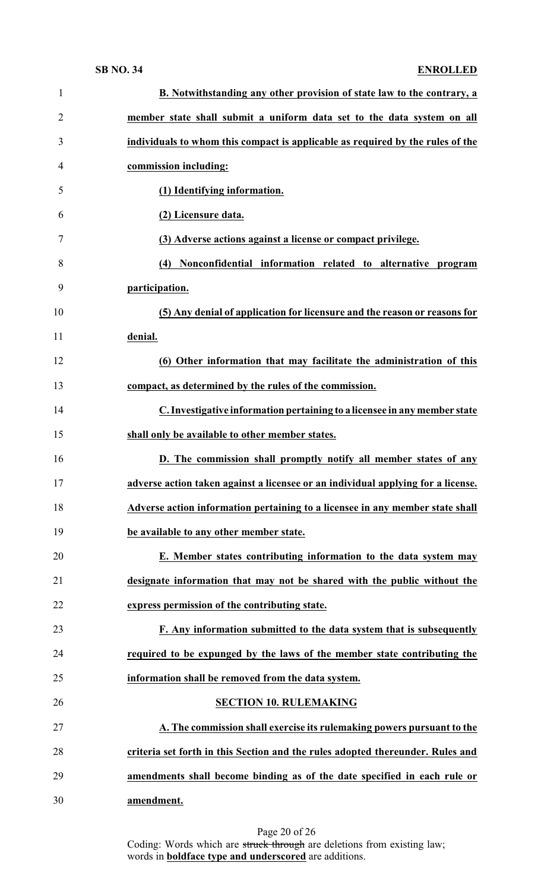**B. Notwithstanding any other provision of state law to the contrary, a member state shall submit a uniform data set to the data system on all individuals to whom this compact is applicable as required by the rules of the commission including:**

**(1) Identifying information.**

**(2) Licensure data.**

**(3) Adverse actions against a license or compact privilege.**

**(4) Nonconfidential information related to alternative program participation.**

**(5) Any denial of application for licensure and the reason or reasons for denial.**

**(6) Other information that may facilitate the administration of this compact, as determined by the rules of the commission.**

**C. Investigative information pertaining to a licensee in any member state shall only be available to other member states.**

**D. The commission shall promptly notify all member states of any adverse action taken against a licensee or an individual applying for a license. Adverse action information pertaining to a licensee in any member state shall be available to any other member state.**

**E. Member states contributing information to the data system may designate information that may not be shared with the public without the express permission of the contributing state.**

**F. Any information submitted to the data system that is subsequently required to be expunged by the laws of the member state contributing the information shall be removed from the data system.**

**SECTION 10. RULEMAKING**

**A. The commission shall exercise its rulemaking powers pursuant to the criteria set forth in this Section and the rules adopted thereunder. Rules and amendments shall become binding as of the date specified in each rule or amendment.**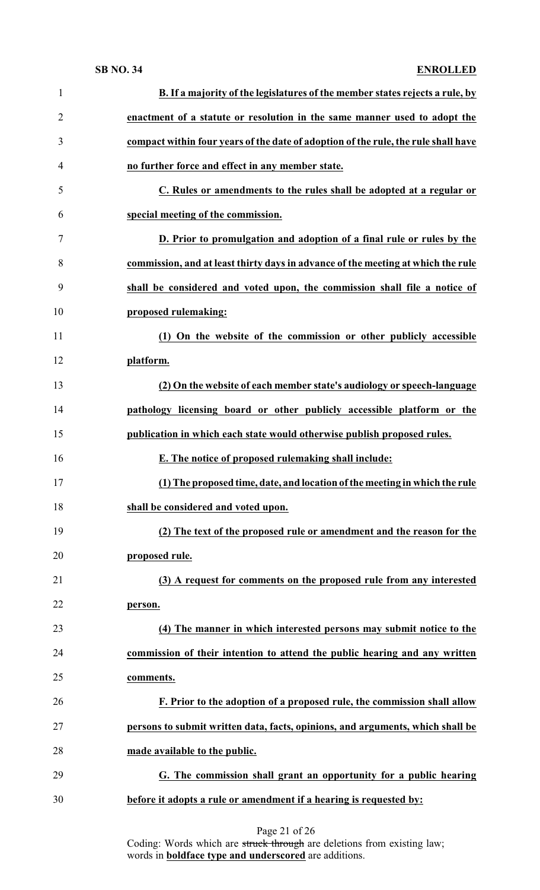**B. If a majority of the legislatures of the member states rejects a rule, by enactment of a statute or resolution in the same manner used to adopt the compact within four years of the date of adoption of the rule, the rule shall have no further force and effect in any member state.**

**C. Rules or amendments to the rules shall be adopted at a regular or special meeting of the commission.**

**D. Prior to promulgation and adoption of a final rule or rules by the commission, and at least thirty days in advance of the meeting at which the rule shall be considered and voted upon, the commission shall file a notice of proposed rulemaking:**

**(1) On the website of the commission or other publicly accessible platform.**

**(2) On the website of each member state's audiology or speech-language pathology licensing board or other publicly accessible platform or the publication in which each state would otherwise publish proposed rules.**

**E. The notice of proposed rulemaking shall include:**

**(1) The proposed time, date, and location of the meeting in which the rule shall be considered and voted upon.**

**(2) The text of the proposed rule or amendment and the reason for the proposed rule.**

**(3) A request for comments on the proposed rule from any interested person.**

**(4) The manner in which interested persons may submit notice to the commission of their intention to attend the public hearing and any written comments.**

**F. Prior to the adoption of a proposed rule, the commission shall allow persons to submit written data, facts, opinions, and arguments, which shall be made available to the public.**

**G. The commission shall grant an opportunity for a public hearing before it adopts a rule or amendment if a hearing is requested by:**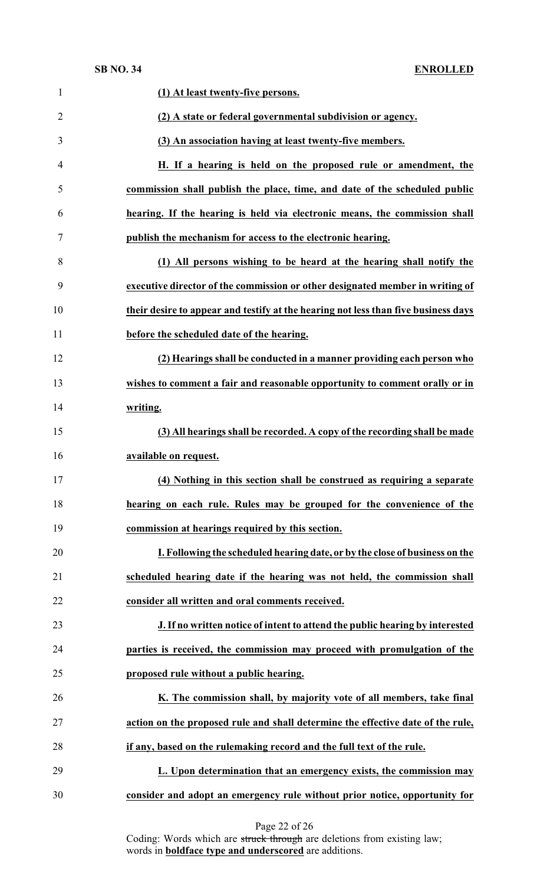**(1) At least twenty-five persons.**

**(2) A state or federal governmental subdivision or agency.**

**(3) An association having at least twenty-five members.**

**H. If a hearing is held on the proposed rule or amendment, the commission shall publish the place, time, and date of the scheduled public hearing. If the hearing is held via electronic means, the commission shall publish the mechanism for access to the electronic hearing.**

**(1) All persons wishing to be heard at the hearing shall notify the executive director of the commission or other designated member in writing of their desire to appear and testify at the hearing not less than five business days before the scheduled date of the hearing.**

**(2) Hearings shall be conducted in a manner providing each person who wishes to comment a fair and reasonable opportunity to comment orally or in writing.**

**(3) All hearings shall be recorded. A copy of the recording shall be made available on request.**

**(4) Nothing in this section shall be construed as requiring a separate hearing on each rule. Rules may be grouped for the convenience of the commission at hearings required by this section.**

**I. Following the scheduled hearing date, or by the close of business on the scheduled hearing date if the hearing was not held, the commission shall consider all written and oral comments received.**

**J. If no written notice of intent to attend the public hearing by interested parties is received, the commission may proceed with promulgation of the proposed rule without a public hearing.**

**K. The commission shall, by majority vote of all members, take final action on the proposed rule and shall determine the effective date of the rule, if any, based on the rulemaking record and the full text of the rule.**

**L. Upon determination that an emergency exists, the commission may consider and adopt an emergency rule without prior notice, opportunity for**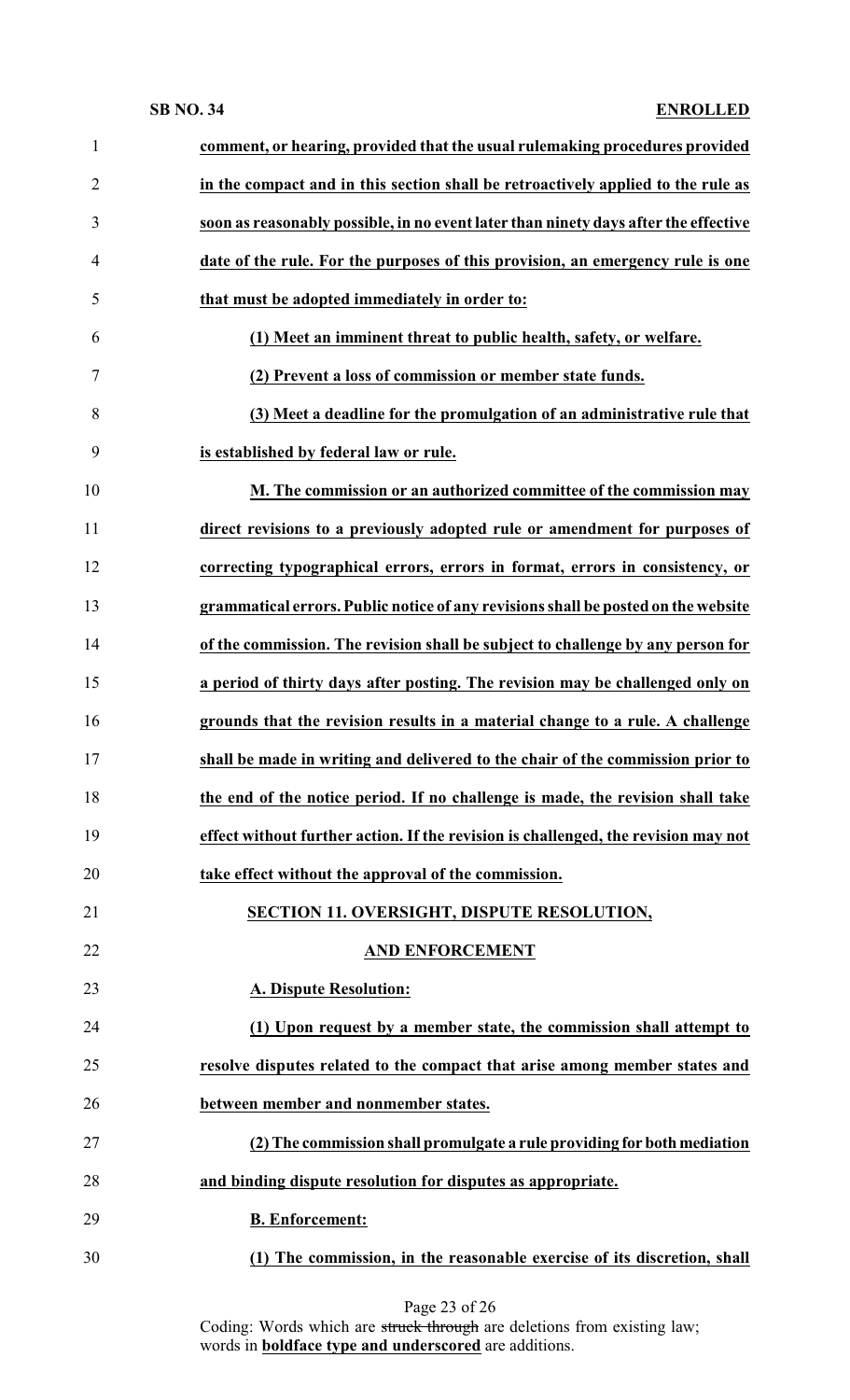**comment, or hearing, provided that the usual rulemaking procedures provided in the compact and in this section shall be retroactively applied to the rule as soon as reasonably possible, in no event later than ninety days after the effective date of the rule. For the purposes of this provision, an emergency rule is one that must be adopted immediately in order to:**

**(1) Meet an imminent threat to public health, safety, or welfare.**

**(2) Prevent a loss of commission or member state funds.**

**(3) Meet a deadline for the promulgation of an administrative rule that is established by federal law or rule.**

**M. The commission or an authorized committee of the commission may direct revisions to a previously adopted rule or amendment for purposes of correcting typographical errors, errors in format, errors in consistency, or grammatical errors. Public notice of any revisions shall be posted on the website of the commission. The revision shall be subject to challenge by any person for a period of thirty days after posting. The revision may be challenged only on grounds that the revision results in a material change to a rule. A challenge shall be made in writing and delivered to the chair of the commission prior to the end of the notice period. If no challenge is made, the revision shall take effect without further action. If the revision is challenged, the revision may not take effect without the approval of the commission.**

**SECTION 11. OVERSIGHT, DISPUTE RESOLUTION, AND ENFORCEMENT**

**A. Dispute Resolution:**

**(1) Upon request by a member state, the commission shall attempt to resolve disputes related to the compact that arise among member states and between member and nonmember states.**

**(2) The commission shall promulgate a rule providing for both mediation and binding dispute resolution for disputes as appropriate.**

**B. Enforcement:**

**(1) The commission, in the reasonable exercise of its discretion, shall**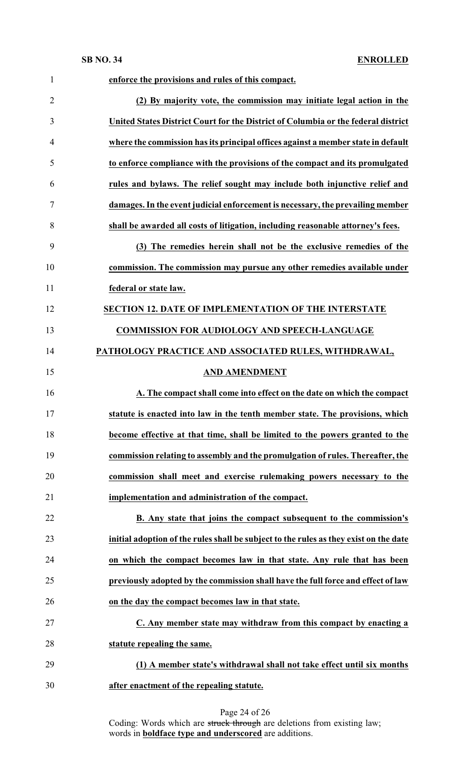**enforce the provisions and rules of this compact.**

**(2) By majority vote, the commission may initiate legal action in the United States District Court for the District of Columbia or the federal district where the commission has its principal offices against a member state in default to enforce compliance with the provisions of the compact and its promulgated rules and bylaws. The relief sought may include both injunctive relief and damages. In the event judicial enforcement is necessary, the prevailing member shall be awarded all costs of litigation, including reasonable attorney's fees.**

**(3) The remedies herein shall not be the exclusive remedies of the commission. The commission may pursue any other remedies available under federal or state law.**

**SECTION 12. DATE OF IMPLEMENTATION OF THE INTERSTATE COMMISSION FOR AUDIOLOGY AND SPEECH-LANGUAGE PATHOLOGY PRACTICE AND ASSOCIATED RULES, WITHDRAWAL, AND AMENDMENT**

**A. The compact shall come into effect on the date on which the compact statute is enacted into law in the tenth member state. The provisions, which become effective at that time, shall be limited to the powers granted to the commission relating to assembly and the promulgation of rules. Thereafter, the commission shall meet and exercise rulemaking powers necessary to the implementation and administration of the compact.**

**B. Any state that joins the compact subsequent to the commission's initial adoption of the rules shall be subject to the rules as they exist on the date on which the compact becomes law in that state. Any rule that has been previously adopted by the commission shall have the full force and effect of law on the day the compact becomes law in that state.**

**C. Any member state may withdraw from this compact by enacting a statute repealing the same.**

**(1) A member state's withdrawal shall not take effect until six months after enactment of the repealing statute.**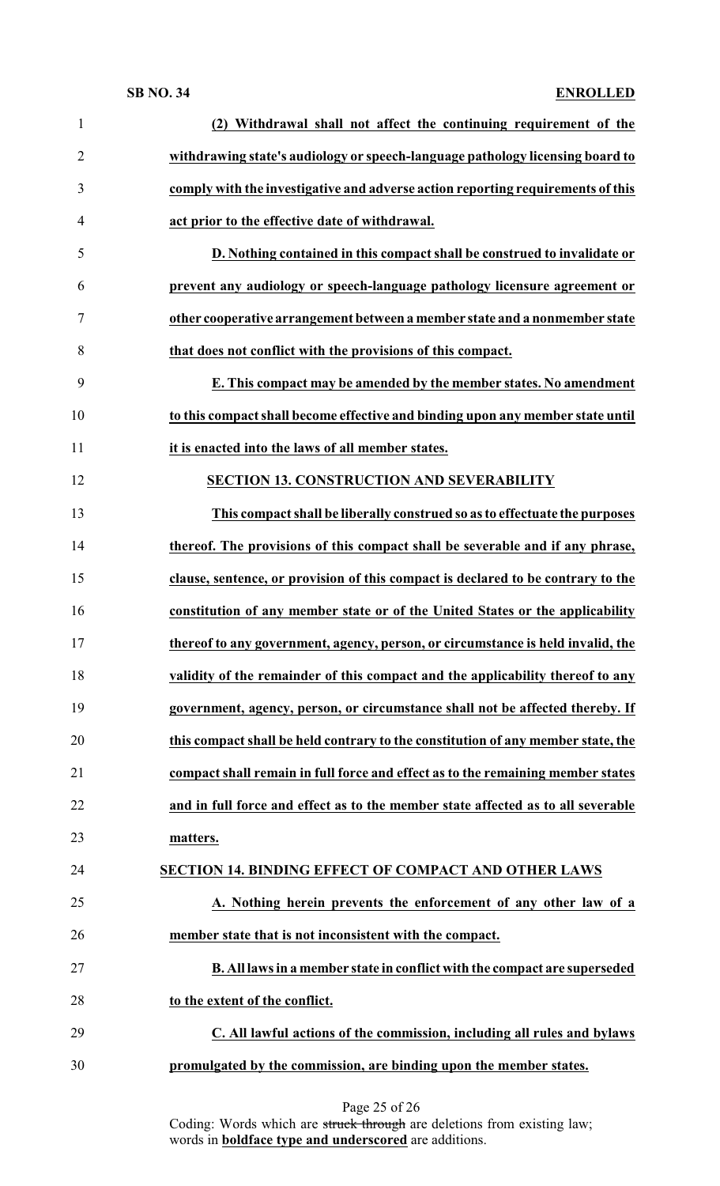**(2) Withdrawal shall not affect the continuing requirement of the withdrawing state's audiology or speech-language pathology licensing board to comply with the investigative and adverse action reporting requirements of this act prior to the effective date of withdrawal.**

**D. Nothing contained in this compact shall be construed to invalidate or prevent any audiology or speech-language pathology licensure agreement or other cooperative arrangement between a member state and a nonmember state that does not conflict with the provisions of this compact.**

**E. This compact may be amended by the member states. No amendment to this compact shall become effective and binding upon any member state until it is enacted into the laws of all member states.**

**SECTION 13. CONSTRUCTION AND SEVERABILITY**

**This compact shall be liberally construed so as to effectuate the purposes thereof. The provisions of this compact shall be severable and if any phrase, clause, sentence, or provision of this compact is declared to be contrary to the constitution of any member state or of the United States or the applicability thereof to any government, agency, person, or circumstance is held invalid, the validity of the remainder of this compact and the applicability thereof to any government, agency, person, or circumstance shall not be affected thereby. If this compact shall be held contrary to the constitution of any member state, the compact shall remain in full force and effect as to the remaining member states and in full force and effect as to the member state affected as to all severable matters.**

**SECTION 14. BINDING EFFECT OF COMPACT AND OTHER LAWS**

**A. Nothing herein prevents the enforcement of any other law of a member state that is not inconsistent with the compact.**

**B. All laws in a member state in conflict with the compact are superseded to the extent of the conflict.**

**C. All lawful actions of the commission, including all rules and bylaws promulgated by the commission, are binding upon the member states.**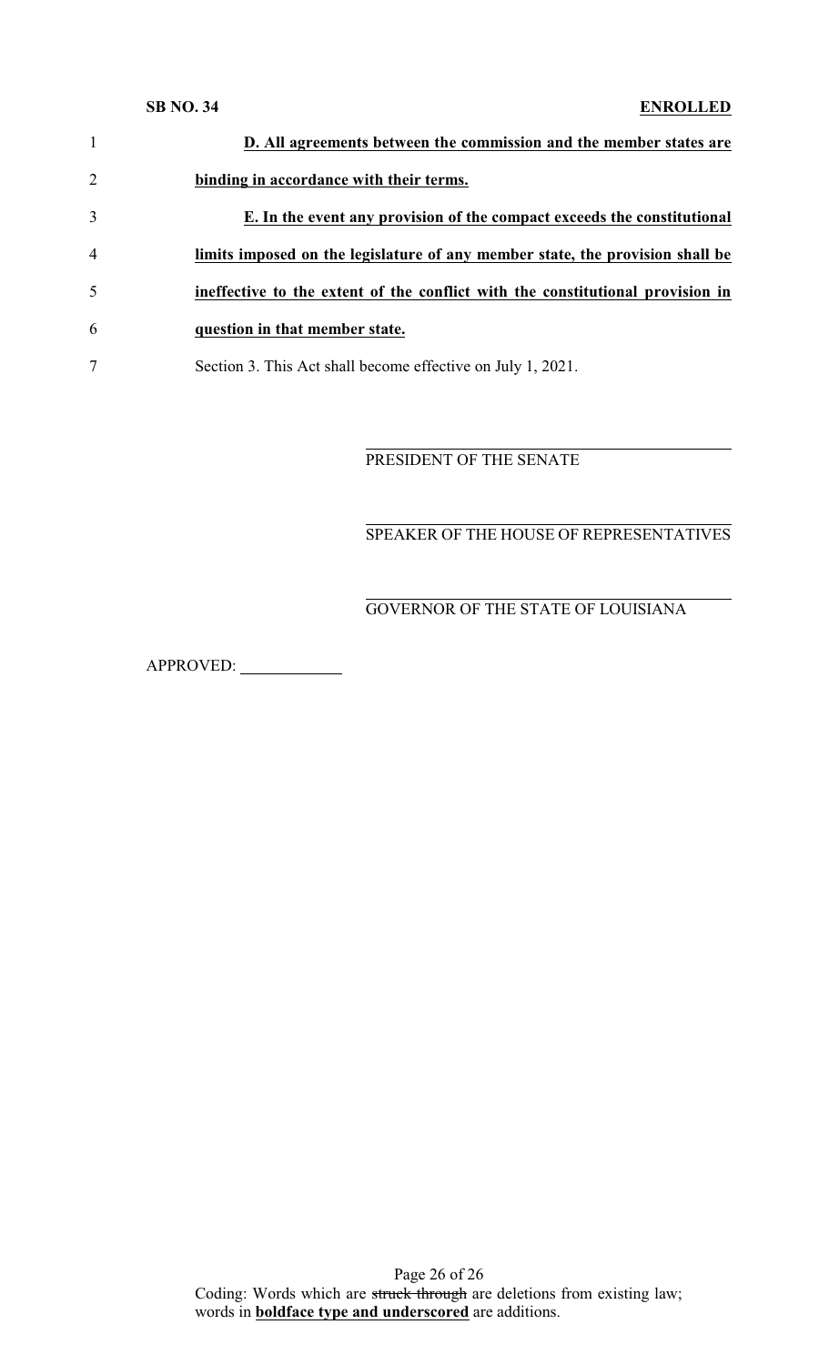**D. All agreements between the commission and the member states are binding in accordance with their terms.**

**E. In the event any provision of the compact exceeds the constitutional limits imposed on the legislature of any member state, the provision shall be ineffective to the extent of the conflict with the constitutional provision in question in that member state.**

Section 3. This Act shall become effective on July 1, 2021.

PRESIDENT OF THE SENATE

SPEAKER OF THE HOUSE OF REPRESENTATIVES

GOVERNOR OF THE STATE OF LOUISIANA

APPROVED: \_\_\_\_\_\_\_\_\_\_\_\_

Coding: Words which are ~~struck through~~ are deletions from existing law; words in **boldface type and underscored** are additions.